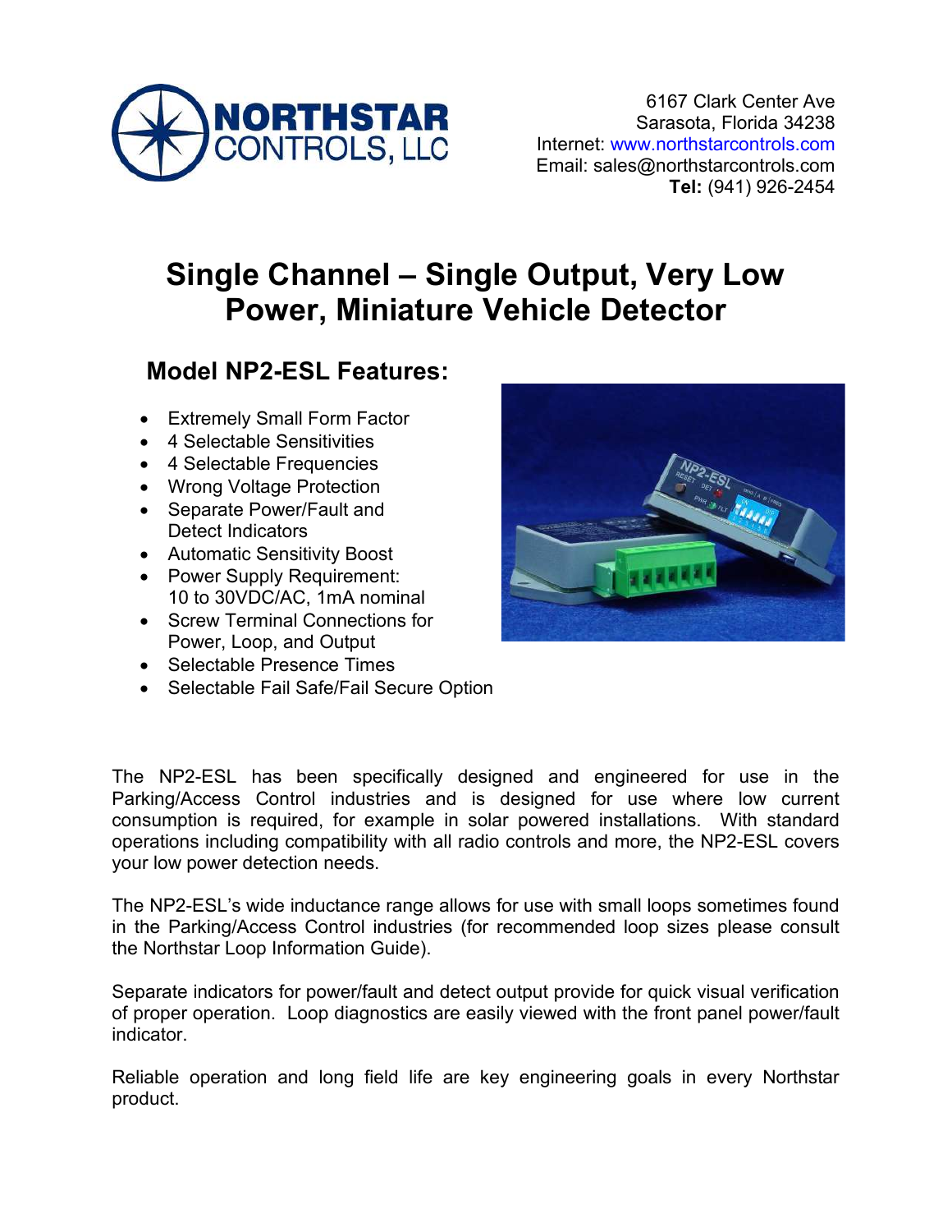NORTHSTAR CONTROLS, LLC

6167 Clark Center Ave
Sarasota, Florida 34238
Internet: www.northstarcontrols.com
Email: sales@northstarcontrols.com
**Tel:** (941) 926-2454

# Single Channel – Single Output, Very Low Power, Miniature Vehicle Detector

## Model NP2-ESL Features:

- Extremely Small Form Factor
- 4 Selectable Sensitivities
- 4 Selectable Frequencies
- Wrong Voltage Protection
- Separate Power/Fault and Detect Indicators
- Automatic Sensitivity Boost
- Power Supply Requirement: 10 to 30VDC/AC, 1mA nominal
- Screw Terminal Connections for Power, Loop, and Output
- Selectable Presence Times
- Selectable Fail Safe/Fail Secure Option

The NP2-ESL has been specifically designed and engineered for use in the Parking/Access Control industries and is designed for use where low current consumption is required, for example in solar powered installations. With standard operations including compatibility with all radio controls and more, the NP2-ESL covers your low power detection needs.

The NP2-ESL's wide inductance range allows for use with small loops sometimes found in the Parking/Access Control industries (for recommended loop sizes please consult the Northstar Loop Information Guide).

Separate indicators for power/fault and detect output provide for quick visual verification of proper operation. Loop diagnostics are easily viewed with the front panel power/fault indicator.

Reliable operation and long field life are key engineering goals in every Northstar product.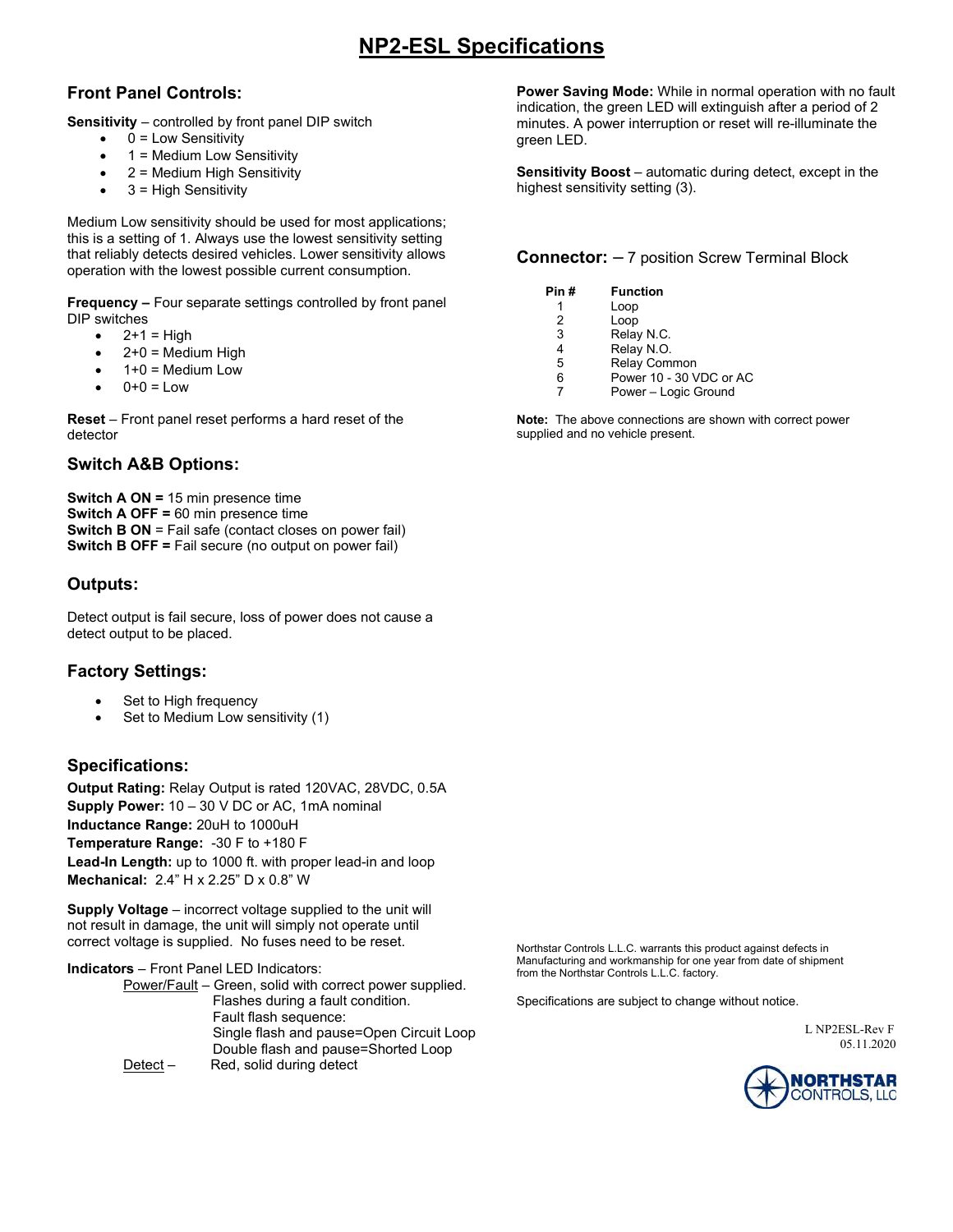# NP2-ESL Specifications

## Front Panel Controls:

**Sensitivity** – controlled by front panel DIP switch

- 0 = Low Sensitivity
- 1 = Medium Low Sensitivity
- 2 = Medium High Sensitivity
- 3 = High Sensitivity

Medium Low sensitivity should be used for most applications; this is a setting of 1. Always use the lowest sensitivity setting that reliably detects desired vehicles. Lower sensitivity allows operation with the lowest possible current consumption.

**Frequency –** Four separate settings controlled by front panel DIP switches

- 2+1 = High
- 2+0 = Medium High
- 1+0 = Medium Low
- 0+0 = Low

**Reset** – Front panel reset performs a hard reset of the detector

## Switch A&B Options:

**Switch A ON =** 15 min presence time
**Switch A OFF =** 60 min presence time
**Switch B ON** = Fail safe (contact closes on power fail)
**Switch B OFF =** Fail secure (no output on power fail)

## Outputs:

Detect output is fail secure, loss of power does not cause a detect output to be placed.

## Factory Settings:

- Set to High frequency
- Set to Medium Low sensitivity (1)

## Specifications:

**Output Rating:** Relay Output is rated 120VAC, 28VDC, 0.5A
**Supply Power:** 10 – 30 V DC or AC, 1mA nominal
**Inductance Range:** 20uH to 1000uH
**Temperature Range:** -30 F to +180 F
**Lead-In Length:** up to 1000 ft. with proper lead-in and loop
**Mechanical:** 2.4" H x 2.25" D x 0.8" W

**Supply Voltage** – incorrect voltage supplied to the unit will not result in damage, the unit will simply not operate until correct voltage is supplied. No fuses need to be reset.

**Indicators** – Front Panel LED Indicators:

Power/Fault – Green, solid with correct power supplied. Flashes during a fault condition.
Fault flash sequence:
Single flash and pause=Open Circuit Loop
Double flash and pause=Shorted Loop

Detect – Red, solid during detect

**Power Saving Mode:** While in normal operation with no fault indication, the green LED will extinguish after a period of 2 minutes. A power interruption or reset will re-illuminate the green LED.

**Sensitivity Boost** – automatic during detect, except in the highest sensitivity setting (3).

## Connector: – 7 position Screw Terminal Block

| Pin # | Function |
|---|---|
| 1 | Loop |
| 2 | Loop |
| 3 | Relay N.C. |
| 4 | Relay N.O. |
| 5 | Relay Common |
| 6 | Power 10 - 30 VDC or AC |
| 7 | Power – Logic Ground |

**Note:** The above connections are shown with correct power supplied and no vehicle present.

Northstar Controls L.L.C. warrants this product against defects in Manufacturing and workmanship for one year from date of shipment from the Northstar Controls L.L.C. factory.

Specifications are subject to change without notice.

L NP2ESL-Rev F
05.11.2020

NORTHSTAR CONTROLS, LLC